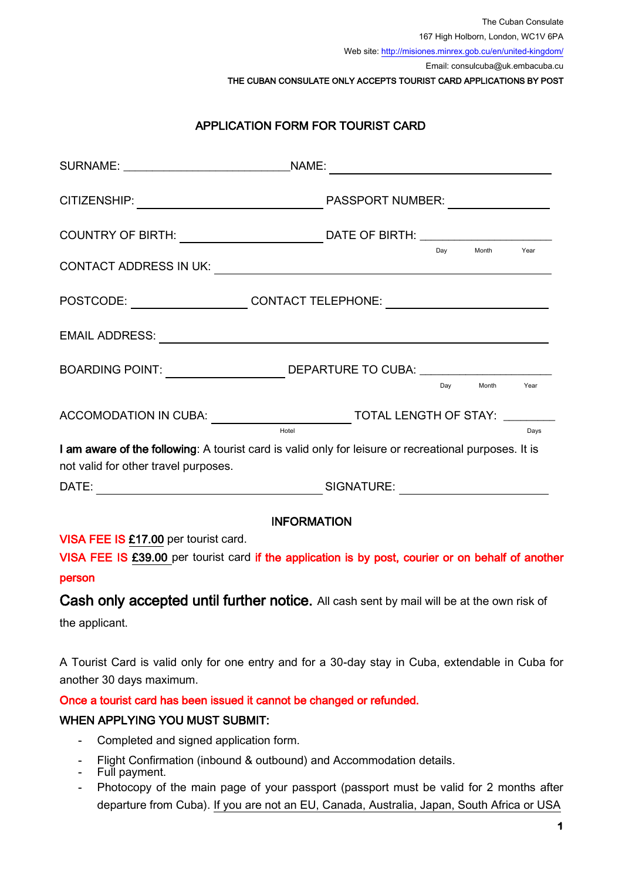The Cuban Consulate

167 High Holborn, London, WC1V 6PA

Web site: http://misiones.minrex.gob.cu/en/united-kingdom/

Email: consulcuba@uk.embacuba.cu

**THE CUBAN CONSULATE ONLY ACCEPTS TOURIST CARD APPLICATIONS BY POST**

## APPLICATION FORM FOR TOURIST CARD

SURNAME: ______________________ NAME: ______________________

CITIZENSHIP: ______________________ PASSPORT NUMBER: ______________

COUNTRY OF BIRTH: __________________ DATE OF BIRTH: ________________ (Day / Month / Year)

CONTACT ADDRESS IN UK: ______________________________________________

POSTCODE: ______________ CONTACT TELEPHONE: ______________________

EMAIL ADDRESS: ______________________________________________

BOARDING POINT: ______________ DEPARTURE TO CUBA: ________________ (Day / Month / Year)

ACCOMODATION IN CUBA: ________________ (Hotel) TOTAL LENGTH OF STAY: ________ (Days)

**I am aware of the following**: A tourist card is valid only for leisure or recreational purposes. It is not valid for other travel purposes.

DATE: ______________________________ SIGNATURE: ______________________

### INFORMATION

VISA FEE IS £17.00 per tourist card.

VISA FEE IS £39.00 per tourist card if the application is by post, courier or on behalf of another person

**Cash only accepted until further notice.** All cash sent by mail will be at the own risk of the applicant.

A Tourist Card is valid only for one entry and for a 30-day stay in Cuba, extendable in Cuba for another 30 days maximum.

Once a tourist card has been issued it cannot be changed or refunded.

**WHEN APPLYING YOU MUST SUBMIT:**

- Completed and signed application form.
- Flight Confirmation (inbound & outbound) and Accommodation details.
- Full payment.
- Photocopy of the main page of your passport (passport must be valid for 2 months after departure from Cuba). If you are not an EU, Canada, Australia, Japan, South Africa or USA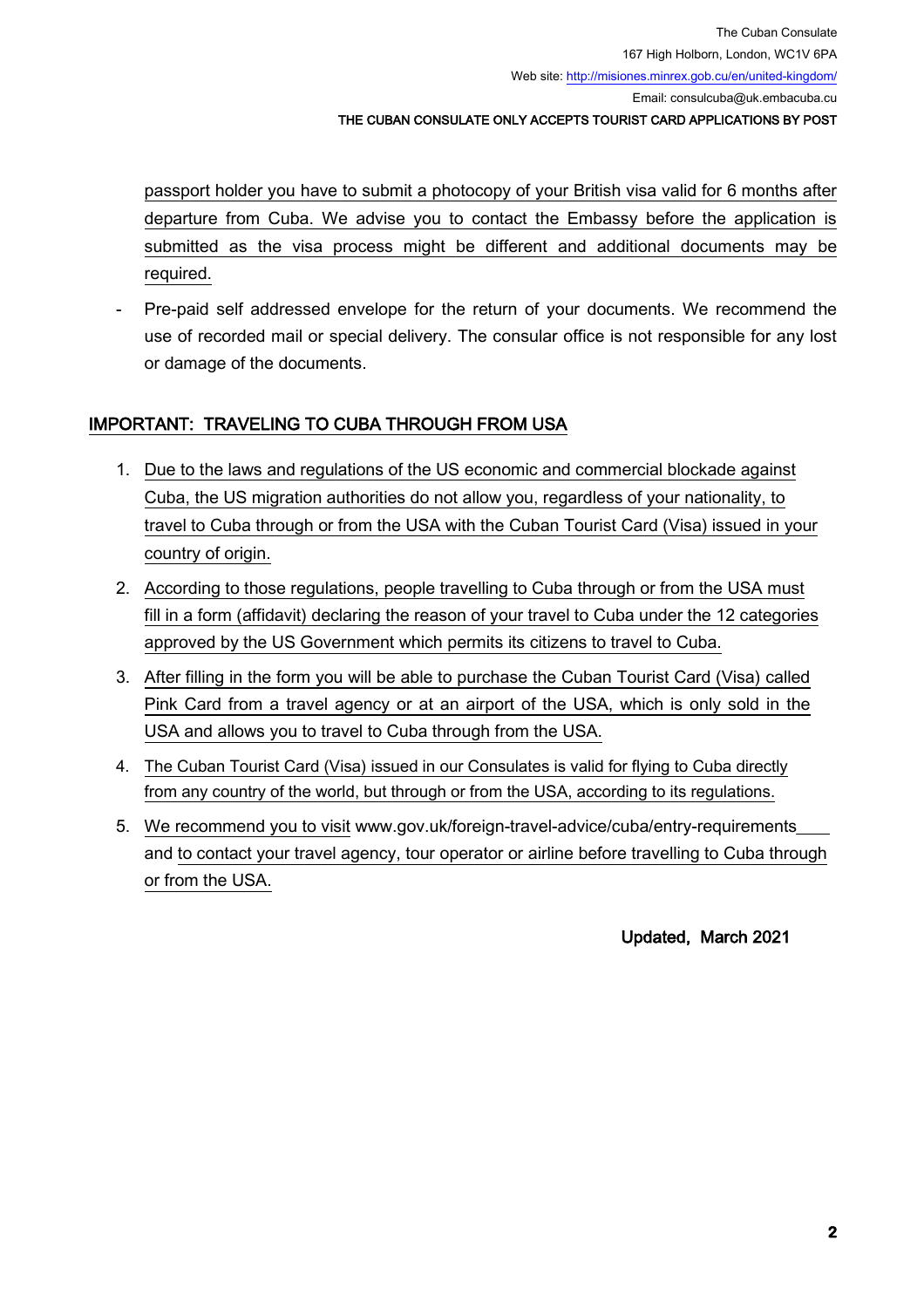passport holder you have to submit a photocopy of your British visa valid for 6 months after departure from Cuba. We advise you to contact the Embassy before the application is submitted as the visa process might be different and additional documents may be required.

- Pre-paid self addressed envelope for the return of your documents. We recommend the use of recorded mail or special delivery. The consular office is not responsible for any lost or damage of the documents.

## IMPORTANT: TRAVELING TO CUBA THROUGH FROM USA

1. Due to the laws and regulations of the US economic and commercial blockade against Cuba, the US migration authorities do not allow you, regardless of your nationality, to travel to Cuba through or from the USA with the Cuban Tourist Card (Visa) issued in your country of origin.
2. According to those regulations, people travelling to Cuba through or from the USA must fill in a form (affidavit) declaring the reason of your travel to Cuba under the 12 categories approved by the US Government which permits its citizens to travel to Cuba.
3. After filling in the form you will be able to purchase the Cuban Tourist Card (Visa) called Pink Card from a travel agency or at an airport of the USA, which is only sold in the USA and allows you to travel to Cuba through from the USA.
4. The Cuban Tourist Card (Visa) issued in our Consulates is valid for flying to Cuba directly from any country of the world, but through or from the USA, according to its regulations.
5. We recommend you to visit www.gov.uk/foreign-travel-advice/cuba/entry-requirements and to contact your travel agency, tour operator or airline before travelling to Cuba through or from the USA.

**Updated, March 2021**